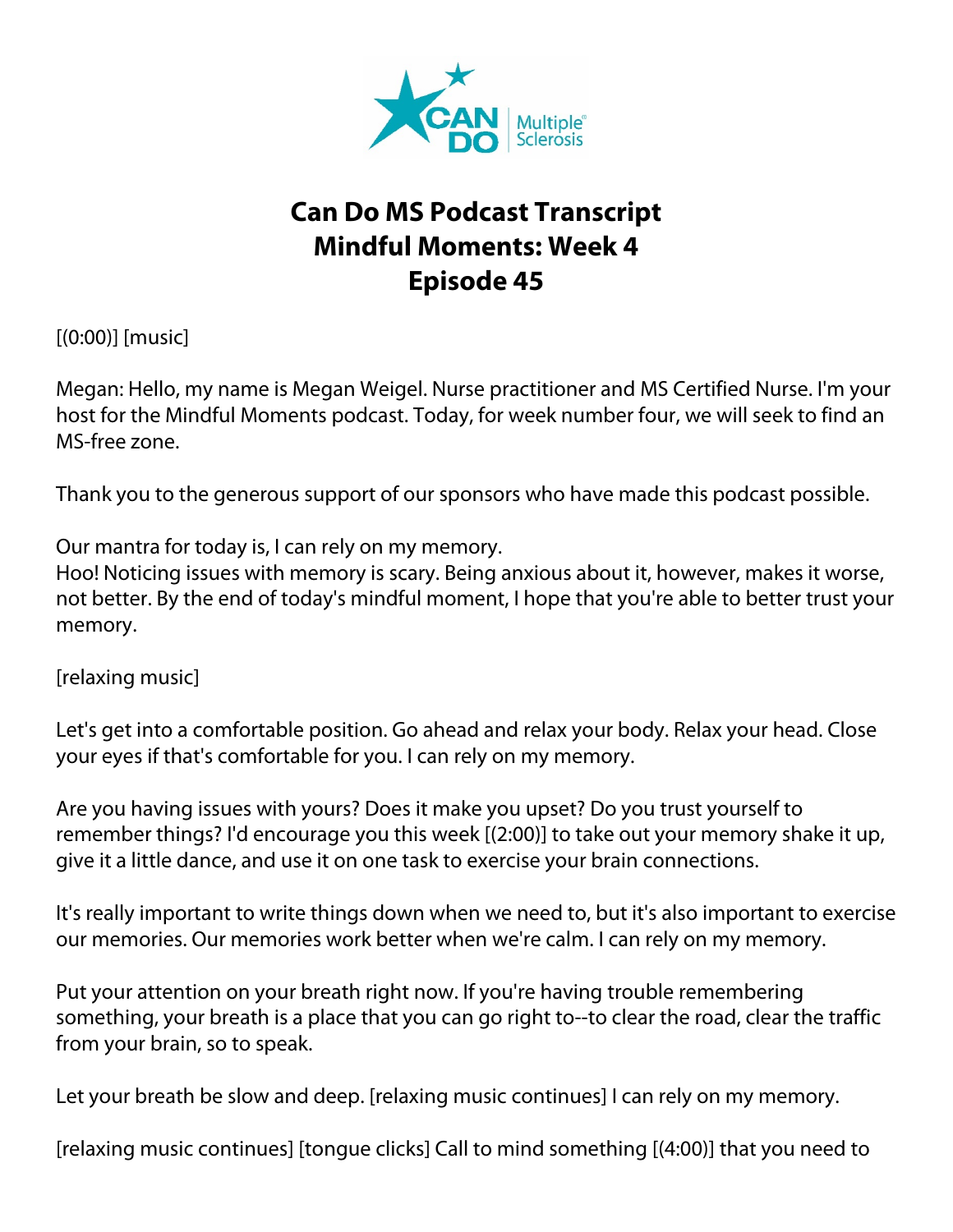# Can Do MS Podcast Transcript
# Mindful Moments: Week 4
# Episode 45

[(0:00)] [music]

Megan: Hello, my name is Megan Weigel. Nurse practitioner and MS Certified Nurse. I'm your host for the Mindful Moments podcast. Today, for week number four, we will seek to find an MS-free zone.

Thank you to the generous support of our sponsors who have made this podcast possible.

Our mantra for today is, I can rely on my memory.
Hoo! Noticing issues with memory is scary. Being anxious about it, however, makes it worse, not better. By the end of today's mindful moment, I hope that you're able to better trust your memory.

[relaxing music]

Let's get into a comfortable position. Go ahead and relax your body. Relax your head. Close your eyes if that's comfortable for you. I can rely on my memory.

Are you having issues with yours? Does it make you upset? Do you trust yourself to remember things? I'd encourage you this week [(2:00)] to take out your memory shake it up, give it a little dance, and use it on one task to exercise your brain connections.

It's really important to write things down when we need to, but it's also important to exercise our memories. Our memories work better when we're calm. I can rely on my memory.

Put your attention on your breath right now. If you're having trouble remembering something, your breath is a place that you can go right to--to clear the road, clear the traffic from your brain, so to speak.

Let your breath be slow and deep. [relaxing music continues] I can rely on my memory.

[relaxing music continues] [tongue clicks] Call to mind something [(4:00)] that you need to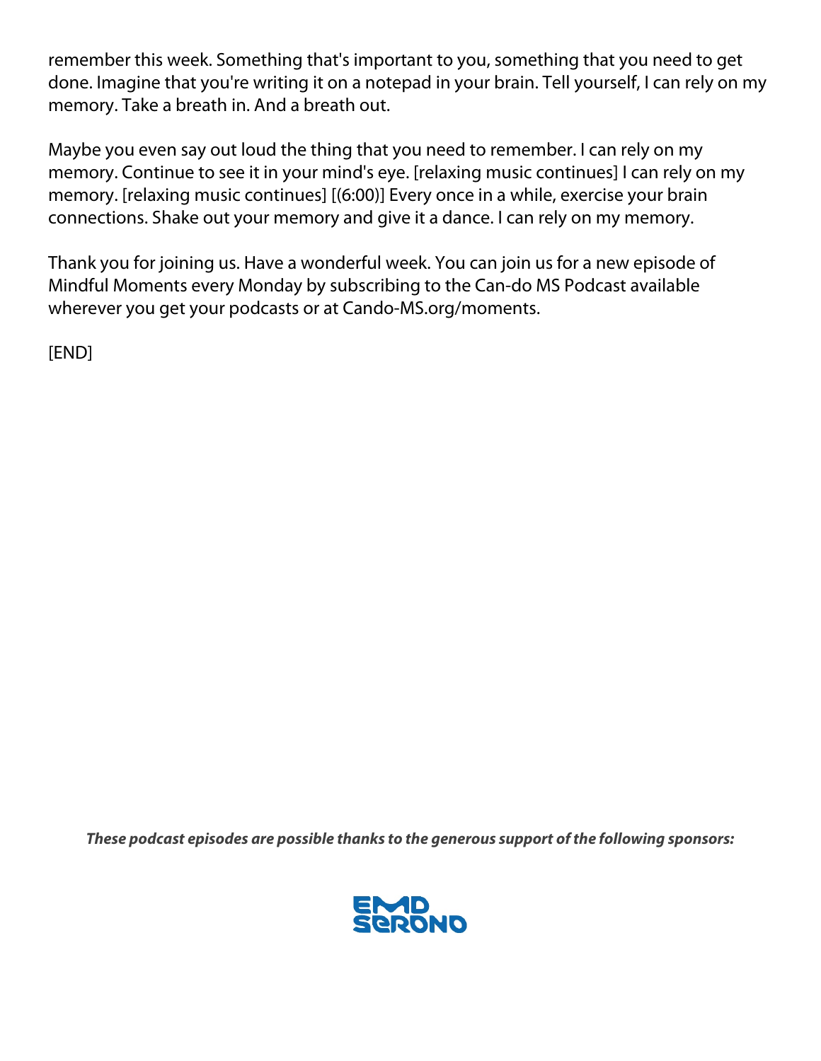remember this week. Something that's important to you, something that you need to get done. Imagine that you're writing it on a notepad in your brain. Tell yourself, I can rely on my memory. Take a breath in. And a breath out.

Maybe you even say out loud the thing that you need to remember. I can rely on my memory. Continue to see it in your mind's eye. [relaxing music continues] I can rely on my memory. [relaxing music continues] [(6:00)] Every once in a while, exercise your brain connections. Shake out your memory and give it a dance. I can rely on my memory.

Thank you for joining us. Have a wonderful week. You can join us for a new episode of Mindful Moments every Monday by subscribing to the Can-do MS Podcast available wherever you get your podcasts or at Cando-MS.org/moments.

[END]

***These podcast episodes are possible thanks to the generous support of the following sponsors:***

EMD SERONO